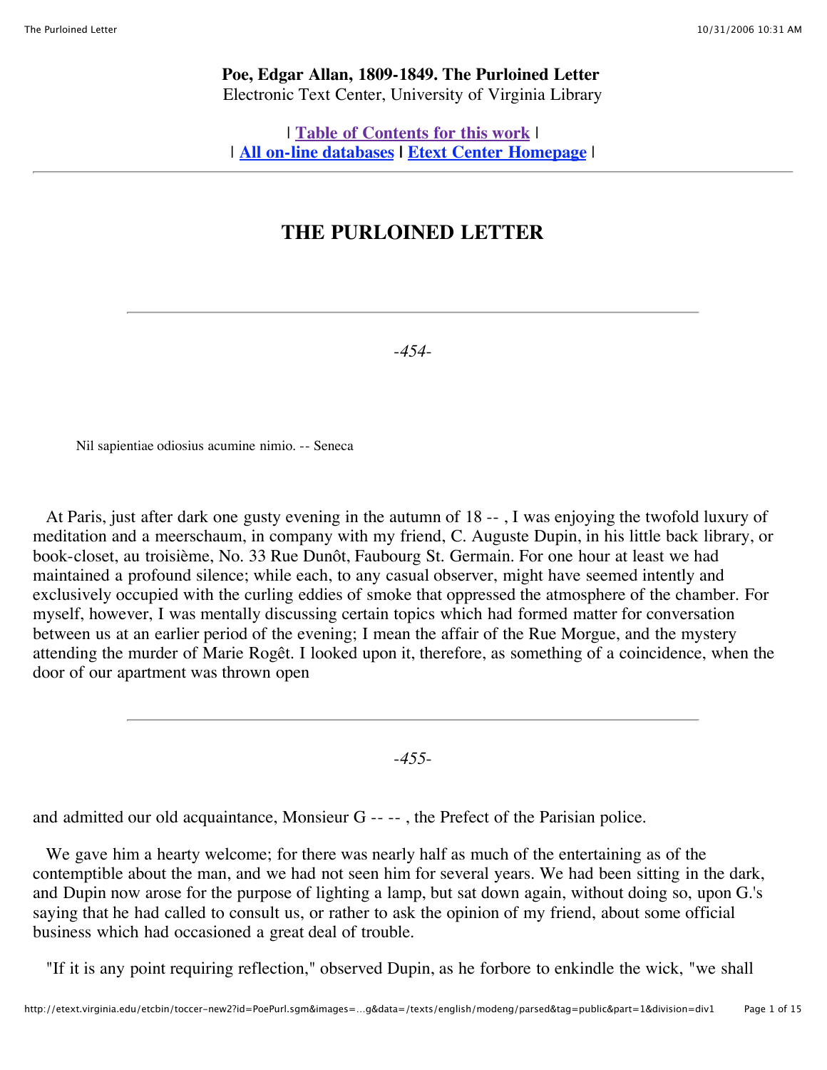**Poe, Edgar Allan, 1809-1849. The Purloined Letter**
Electronic Text Center, University of Virginia Library

| Table of Contents for this work |
| All on-line databases | Etext Center Homepage |

---

# THE PURLOINED LETTER

---

*-454-*

Nil sapientiae odiosius acumine nimio. -- Seneca

At Paris, just after dark one gusty evening in the autumn of 18 -- , I was enjoying the twofold luxury of meditation and a meerschaum, in company with my friend, C. Auguste Dupin, in his little back library, or book-closet, au troisième, No. 33 Rue Dunôt, Faubourg St. Germain. For one hour at least we had maintained a profound silence; while each, to any casual observer, might have seemed intently and exclusively occupied with the curling eddies of smoke that oppressed the atmosphere of the chamber. For myself, however, I was mentally discussing certain topics which had formed matter for conversation between us at an earlier period of the evening; I mean the affair of the Rue Morgue, and the mystery attending the murder of Marie Rogêt. I looked upon it, therefore, as something of a coincidence, when the door of our apartment was thrown open

---

*-455-*

and admitted our old acquaintance, Monsieur G -- -- , the Prefect of the Parisian police.

We gave him a hearty welcome; for there was nearly half as much of the entertaining as of the contemptible about the man, and we had not seen him for several years. We had been sitting in the dark, and Dupin now arose for the purpose of lighting a lamp, but sat down again, without doing so, upon G.'s saying that he had called to consult us, or rather to ask the opinion of my friend, about some official business which had occasioned a great deal of trouble.

"If it is any point requiring reflection," observed Dupin, as he forbore to enkindle the wick, "we shall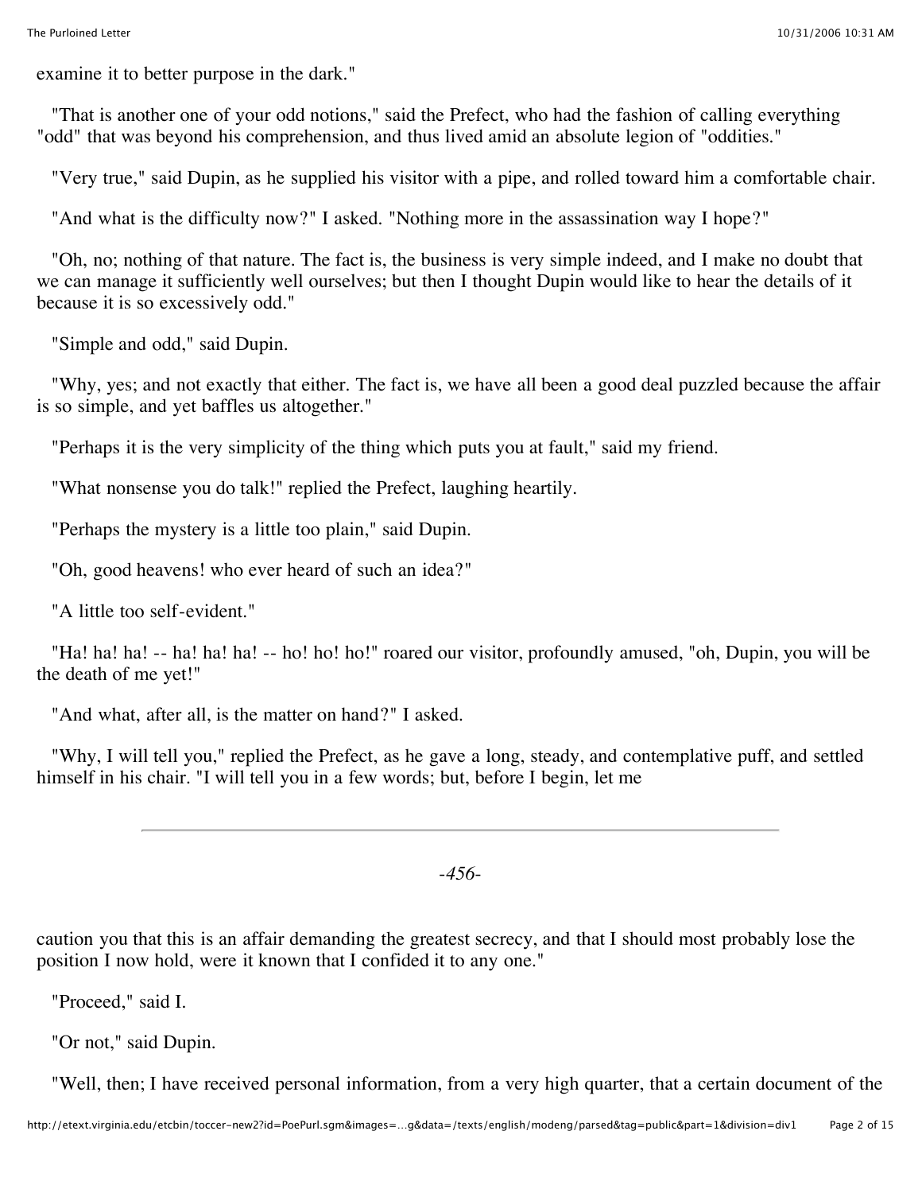examine it to better purpose in the dark."

"That is another one of your odd notions," said the Prefect, who had the fashion of calling everything "odd" that was beyond his comprehension, and thus lived amid an absolute legion of "oddities."

"Very true," said Dupin, as he supplied his visitor with a pipe, and rolled toward him a comfortable chair.

"And what is the difficulty now?" I asked. "Nothing more in the assassination way I hope?"

"Oh, no; nothing of that nature. The fact is, the business is very simple indeed, and I make no doubt that we can manage it sufficiently well ourselves; but then I thought Dupin would like to hear the details of it because it is so excessively odd."

"Simple and odd," said Dupin.

"Why, yes; and not exactly that either. The fact is, we have all been a good deal puzzled because the affair is so simple, and yet baffles us altogether."

"Perhaps it is the very simplicity of the thing which puts you at fault," said my friend.

"What nonsense you do talk!" replied the Prefect, laughing heartily.

"Perhaps the mystery is a little too plain," said Dupin.

"Oh, good heavens! who ever heard of such an idea?"

"A little too self-evident."

"Ha! ha! ha! -- ha! ha! ha! -- ho! ho! ho!" roared our visitor, profoundly amused, "oh, Dupin, you will be the death of me yet!"

"And what, after all, is the matter on hand?" I asked.

"Why, I will tell you," replied the Prefect, as he gave a long, steady, and contemplative puff, and settled himself in his chair. "I will tell you in a few words; but, before I begin, let me caution you that this is an affair demanding the greatest secrecy, and that I should most probably lose the position I now hold, were it known that I confided it to any one."

"Proceed," said I.

"Or not," said Dupin.

"Well, then; I have received personal information, from a very high quarter, that a certain document of the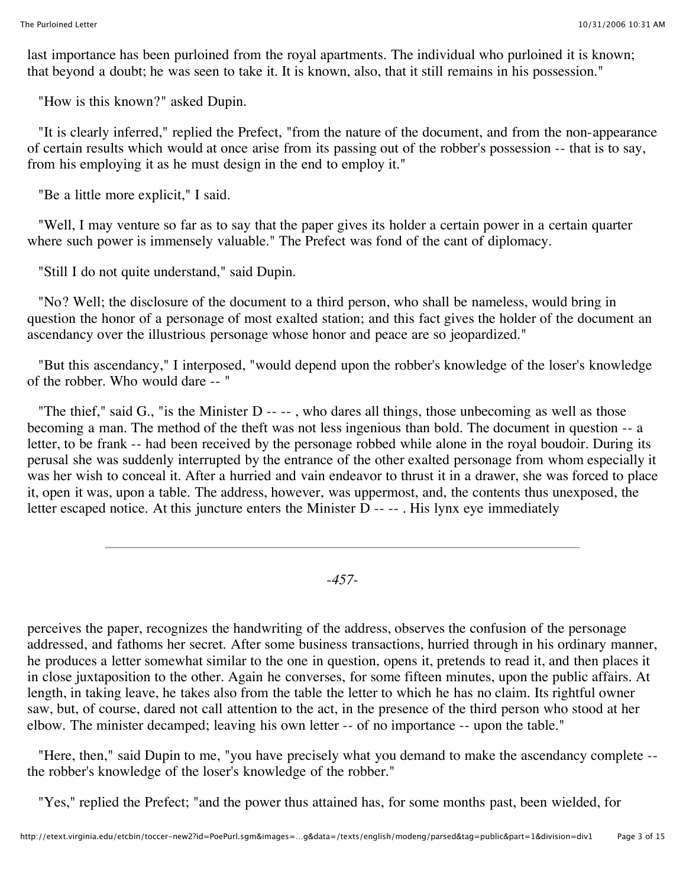last importance has been purloined from the royal apartments. The individual who purloined it is known; that beyond a doubt; he was seen to take it. It is known, also, that it still remains in his possession."

"How is this known?" asked Dupin.

"It is clearly inferred," replied the Prefect, "from the nature of the document, and from the non-appearance of certain results which would at once arise from its passing out of the robber's possession -- that is to say, from his employing it as he must design in the end to employ it."

"Be a little more explicit," I said.

"Well, I may venture so far as to say that the paper gives its holder a certain power in a certain quarter where such power is immensely valuable." The Prefect was fond of the cant of diplomacy.

"Still I do not quite understand," said Dupin.

"No? Well; the disclosure of the document to a third person, who shall be nameless, would bring in question the honor of a personage of most exalted station; and this fact gives the holder of the document an ascendancy over the illustrious personage whose honor and peace are so jeopardized."

"But this ascendancy," I interposed, "would depend upon the robber's knowledge of the loser's knowledge of the robber. Who would dare -- "

"The thief," said G., "is the Minister D -- -- , who dares all things, those unbecoming as well as those becoming a man. The method of the theft was not less ingenious than bold. The document in question -- a letter, to be frank -- had been received by the personage robbed while alone in the royal boudoir. During its perusal she was suddenly interrupted by the entrance of the other exalted personage from whom especially it was her wish to conceal it. After a hurried and vain endeavor to thrust it in a drawer, she was forced to place it, open it was, upon a table. The address, however, was uppermost, and, the contents thus unexposed, the letter escaped notice. At this juncture enters the Minister D -- -- . His lynx eye immediately perceives the paper, recognizes the handwriting of the address, observes the confusion of the personage addressed, and fathoms her secret. After some business transactions, hurried through in his ordinary manner, he produces a letter somewhat similar to the one in question, opens it, pretends to read it, and then places it in close juxtaposition to the other. Again he converses, for some fifteen minutes, upon the public affairs. At length, in taking leave, he takes also from the table the letter to which he has no claim. Its rightful owner saw, but, of course, dared not call attention to the act, in the presence of the third person who stood at her elbow. The minister decamped; leaving his own letter -- of no importance -- upon the table."

"Here, then," said Dupin to me, "you have precisely what you demand to make the ascendancy complete -- the robber's knowledge of the loser's knowledge of the robber."

"Yes," replied the Prefect; "and the power thus attained has, for some months past, been wielded, for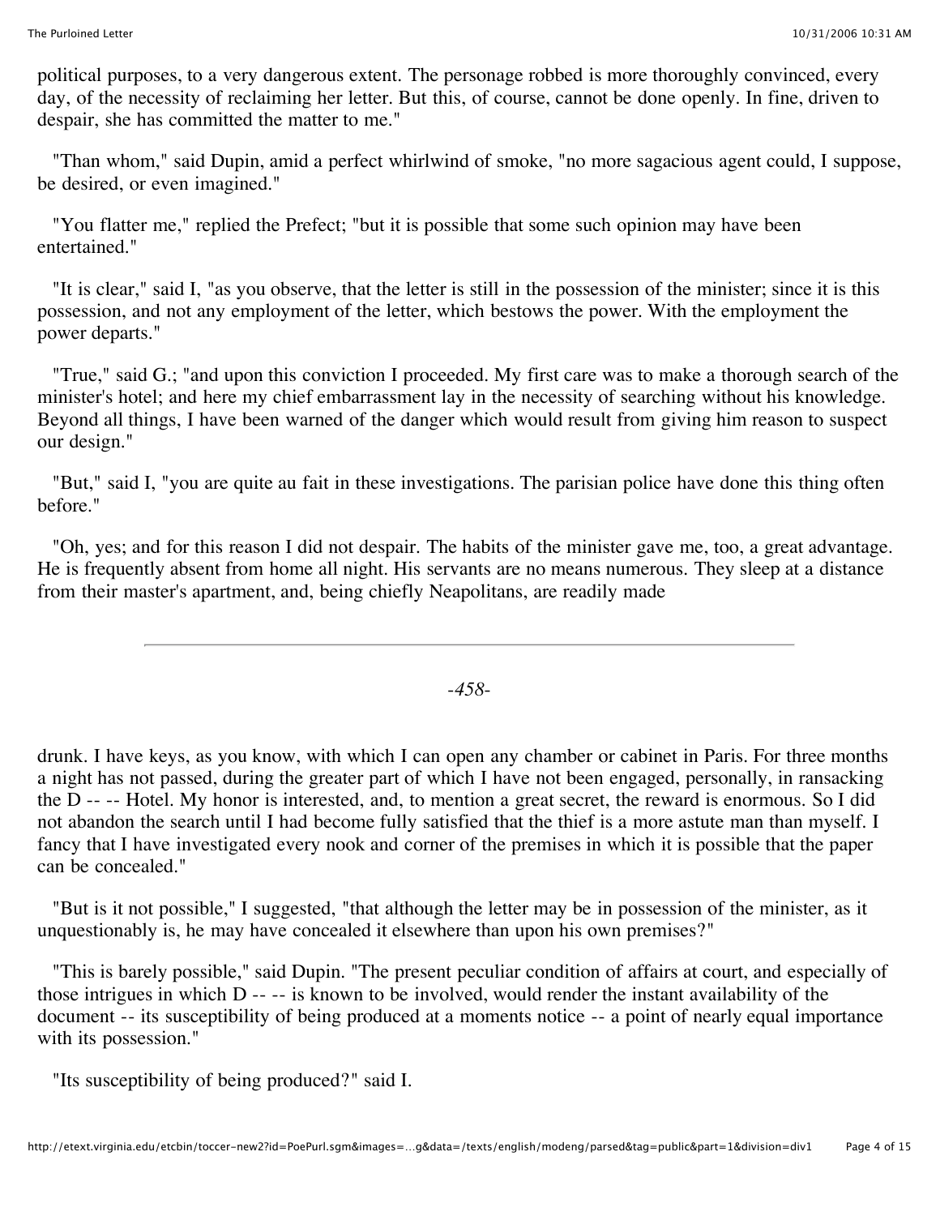political purposes, to a very dangerous extent. The personage robbed is more thoroughly convinced, every day, of the necessity of reclaiming her letter. But this, of course, cannot be done openly. In fine, driven to despair, she has committed the matter to me."

"Than whom," said Dupin, amid a perfect whirlwind of smoke, "no more sagacious agent could, I suppose, be desired, or even imagined."

"You flatter me," replied the Prefect; "but it is possible that some such opinion may have been entertained."

"It is clear," said I, "as you observe, that the letter is still in the possession of the minister; since it is this possession, and not any employment of the letter, which bestows the power. With the employment the power departs."

"True," said G.; "and upon this conviction I proceeded. My first care was to make a thorough search of the minister's hotel; and here my chief embarrassment lay in the necessity of searching without his knowledge. Beyond all things, I have been warned of the danger which would result from giving him reason to suspect our design."

"But," said I, "you are quite au fait in these investigations. The parisian police have done this thing often before."

"Oh, yes; and for this reason I did not despair. The habits of the minister gave me, too, a great advantage. He is frequently absent from home all night. His servants are no means numerous. They sleep at a distance from their master's apartment, and, being chiefly Neapolitans, are readily made drunk. I have keys, as you know, with which I can open any chamber or cabinet in Paris. For three months a night has not passed, during the greater part of which I have not been engaged, personally, in ransacking the D -- -- Hotel. My honor is interested, and, to mention a great secret, the reward is enormous. So I did not abandon the search until I had become fully satisfied that the thief is a more astute man than myself. I fancy that I have investigated every nook and corner of the premises in which it is possible that the paper can be concealed."

"But is it not possible," I suggested, "that although the letter may be in possession of the minister, as it unquestionably is, he may have concealed it elsewhere than upon his own premises?"

"This is barely possible," said Dupin. "The present peculiar condition of affairs at court, and especially of those intrigues in which D -- -- is known to be involved, would render the instant availability of the document -- its susceptibility of being produced at a moments notice -- a point of nearly equal importance with its possession."

"Its susceptibility of being produced?" said I.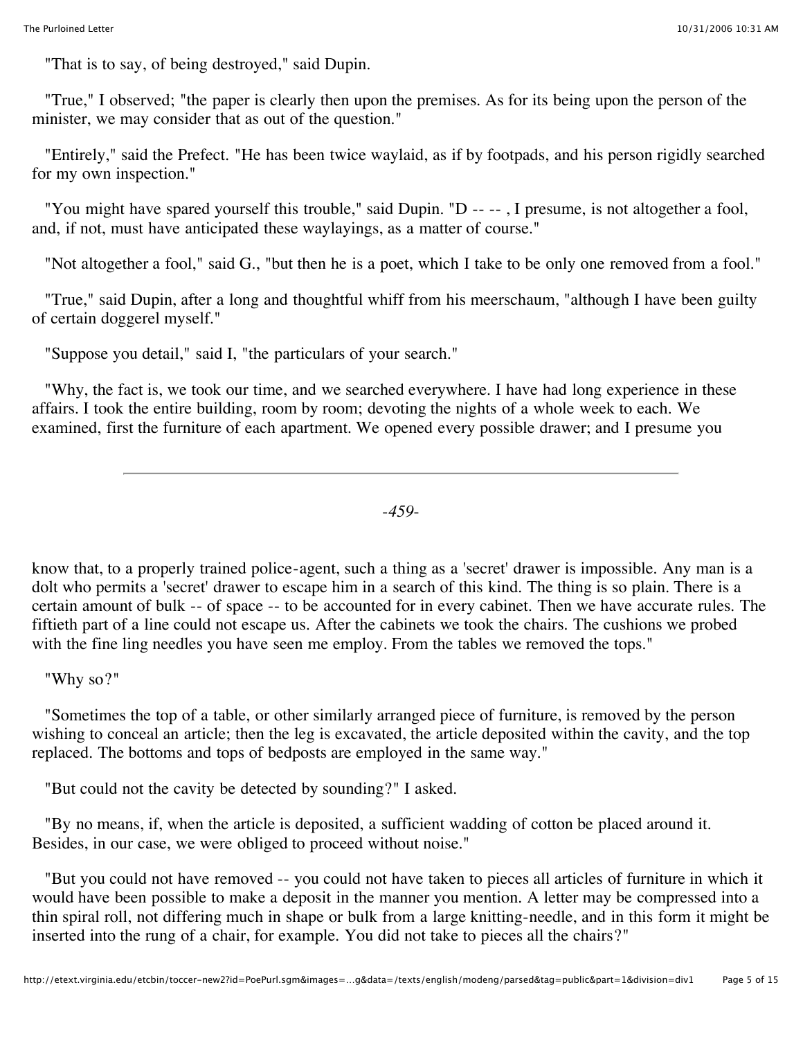"That is to say, of being destroyed," said Dupin.

"True," I observed; "the paper is clearly then upon the premises. As for its being upon the person of the minister, we may consider that as out of the question."

"Entirely," said the Prefect. "He has been twice waylaid, as if by footpads, and his person rigidly searched for my own inspection."

"You might have spared yourself this trouble," said Dupin. "D -- -- , I presume, is not altogether a fool, and, if not, must have anticipated these waylayings, as a matter of course."

"Not altogether a fool," said G., "but then he is a poet, which I take to be only one removed from a fool."

"True," said Dupin, after a long and thoughtful whiff from his meerschaum, "although I have been guilty of certain doggerel myself."

"Suppose you detail," said I, "the particulars of your search."

"Why, the fact is, we took our time, and we searched everywhere. I have had long experience in these affairs. I took the entire building, room by room; devoting the nights of a whole week to each. We examined, first the furniture of each apartment. We opened every possible drawer; and I presume you know that, to a properly trained police-agent, such a thing as a 'secret' drawer is impossible. Any man is a dolt who permits a 'secret' drawer to escape him in a search of this kind. The thing is so plain. There is a certain amount of bulk -- of space -- to be accounted for in every cabinet. Then we have accurate rules. The fiftieth part of a line could not escape us. After the cabinets we took the chairs. The cushions we probed with the fine ling needles you have seen me employ. From the tables we removed the tops."

"Why so?"

"Sometimes the top of a table, or other similarly arranged piece of furniture, is removed by the person wishing to conceal an article; then the leg is excavated, the article deposited within the cavity, and the top replaced. The bottoms and tops of bedposts are employed in the same way."

"But could not the cavity be detected by sounding?" I asked.

"By no means, if, when the article is deposited, a sufficient wadding of cotton be placed around it. Besides, in our case, we were obliged to proceed without noise."

"But you could not have removed -- you could not have taken to pieces all articles of furniture in which it would have been possible to make a deposit in the manner you mention. A letter may be compressed into a thin spiral roll, not differing much in shape or bulk from a large knitting-needle, and in this form it might be inserted into the rung of a chair, for example. You did not take to pieces all the chairs?"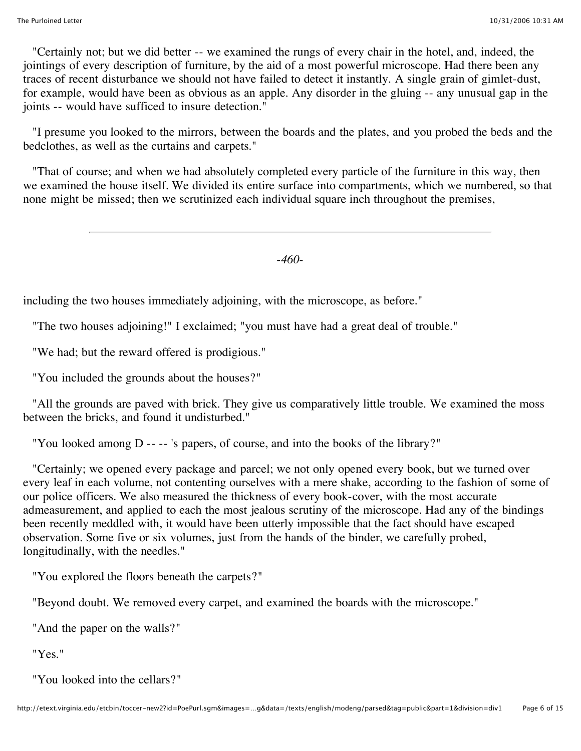"Certainly not; but we did better -- we examined the rungs of every chair in the hotel, and, indeed, the jointings of every description of furniture, by the aid of a most powerful microscope. Had there been any traces of recent disturbance we should not have failed to detect it instantly. A single grain of gimlet-dust, for example, would have been as obvious as an apple. Any disorder in the gluing -- any unusual gap in the joints -- would have sufficed to insure detection."

"I presume you looked to the mirrors, between the boards and the plates, and you probed the beds and the bedclothes, as well as the curtains and carpets."

"That of course; and when we had absolutely completed every particle of the furniture in this way, then we examined the house itself. We divided its entire surface into compartments, which we numbered, so that none might be missed; then we scrutinized each individual square inch throughout the premises, including the two houses immediately adjoining, with the microscope, as before."

"The two houses adjoining!" I exclaimed; "you must have had a great deal of trouble."

"We had; but the reward offered is prodigious."

"You included the grounds about the houses?"

"All the grounds are paved with brick. They give us comparatively little trouble. We examined the moss between the bricks, and found it undisturbed."

"You looked among D -- -- 's papers, of course, and into the books of the library?"

"Certainly; we opened every package and parcel; we not only opened every book, but we turned over every leaf in each volume, not contenting ourselves with a mere shake, according to the fashion of some of our police officers. We also measured the thickness of every book-cover, with the most accurate admeasurement, and applied to each the most jealous scrutiny of the microscope. Had any of the bindings been recently meddled with, it would have been utterly impossible that the fact should have escaped observation. Some five or six volumes, just from the hands of the binder, we carefully probed, longitudinally, with the needles."

"You explored the floors beneath the carpets?"

"Beyond doubt. We removed every carpet, and examined the boards with the microscope."

"And the paper on the walls?"

"Yes."

"You looked into the cellars?"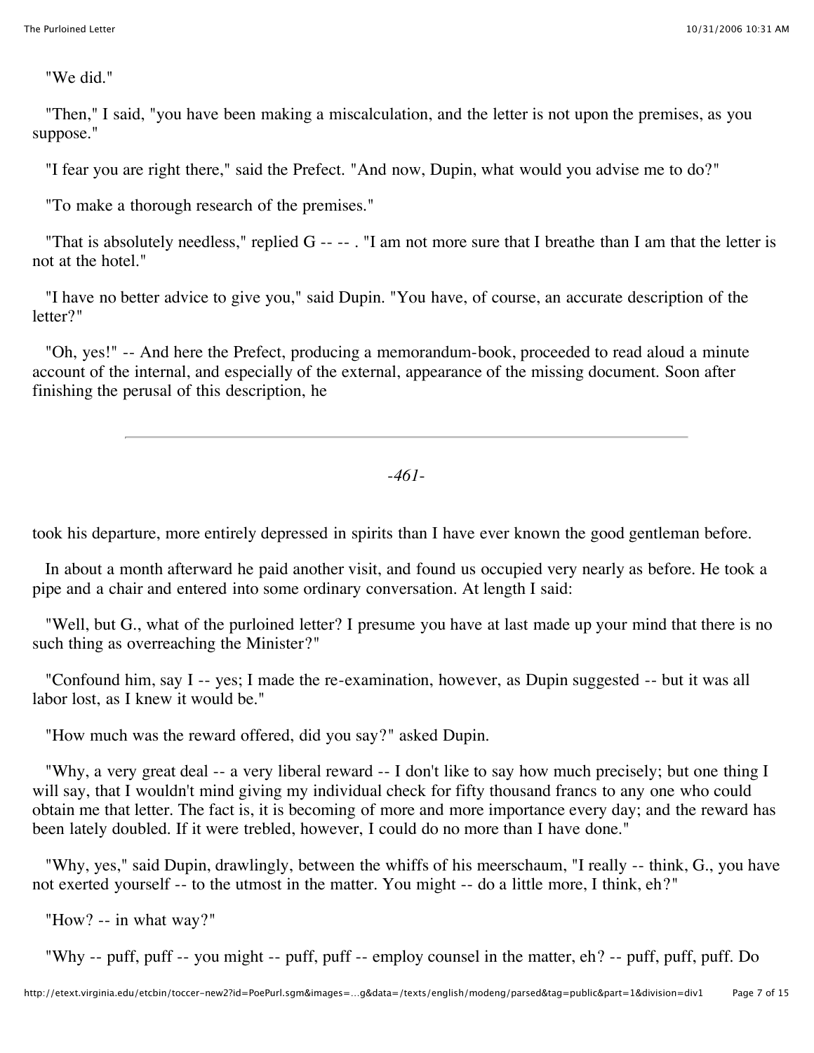"We did."

"Then," I said, "you have been making a miscalculation, and the letter is not upon the premises, as you suppose."

"I fear you are right there," said the Prefect. "And now, Dupin, what would you advise me to do?"

"To make a thorough research of the premises."

"That is absolutely needless," replied G -- -- . "I am not more sure that I breathe than I am that the letter is not at the hotel."

"I have no better advice to give you," said Dupin. "You have, of course, an accurate description of the letter?"

"Oh, yes!" -- And here the Prefect, producing a memorandum-book, proceeded to read aloud a minute account of the internal, and especially of the external, appearance of the missing document. Soon after finishing the perusal of this description, he took his departure, more entirely depressed in spirits than I have ever known the good gentleman before.

In about a month afterward he paid another visit, and found us occupied very nearly as before. He took a pipe and a chair and entered into some ordinary conversation. At length I said:

"Well, but G., what of the purloined letter? I presume you have at last made up your mind that there is no such thing as overreaching the Minister?"

"Confound him, say I -- yes; I made the re-examination, however, as Dupin suggested -- but it was all labor lost, as I knew it would be."

"How much was the reward offered, did you say?" asked Dupin.

"Why, a very great deal -- a very liberal reward -- I don't like to say how much precisely; but one thing I will say, that I wouldn't mind giving my individual check for fifty thousand francs to any one who could obtain me that letter. The fact is, it is becoming of more and more importance every day; and the reward has been lately doubled. If it were trebled, however, I could do no more than I have done."

"Why, yes," said Dupin, drawlingly, between the whiffs of his meerschaum, "I really -- think, G., you have not exerted yourself -- to the utmost in the matter. You might -- do a little more, I think, eh?"

"How? -- in what way?"

"Why -- puff, puff -- you might -- puff, puff -- employ counsel in the matter, eh? -- puff, puff, puff. Do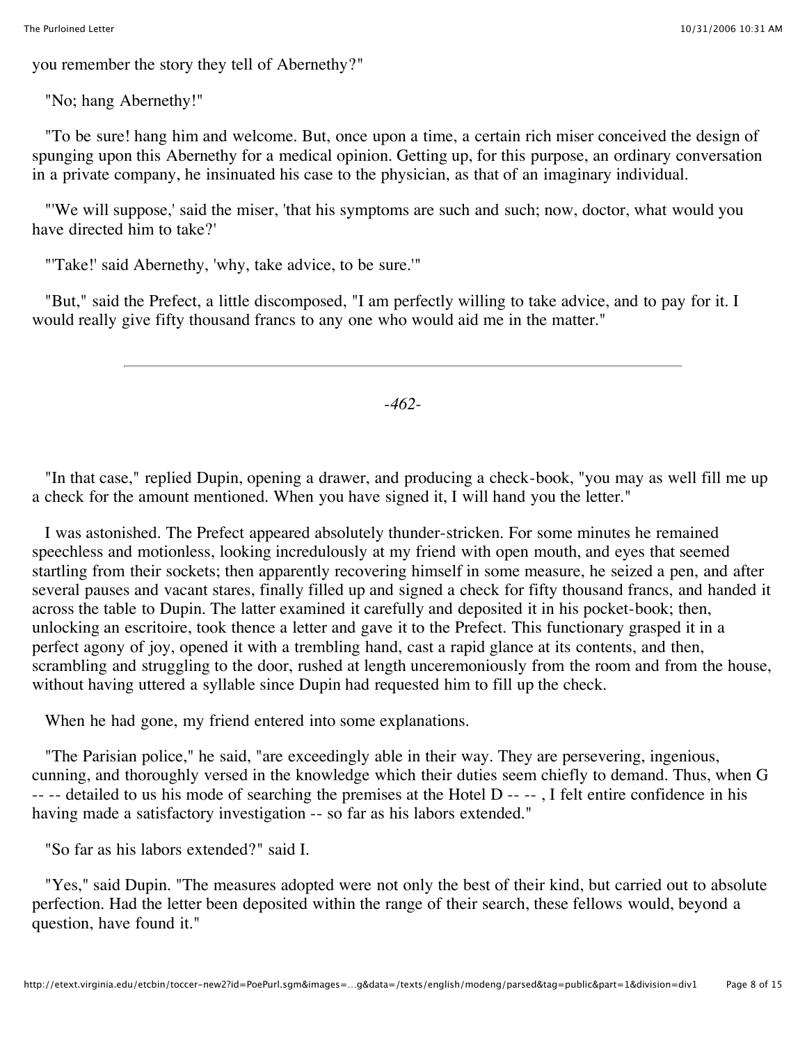you remember the story they tell of Abernethy?"

"No; hang Abernethy!"

"To be sure! hang him and welcome. But, once upon a time, a certain rich miser conceived the design of spunging upon this Abernethy for a medical opinion. Getting up, for this purpose, an ordinary conversation in a private company, he insinuated his case to the physician, as that of an imaginary individual.

"'We will suppose,' said the miser, 'that his symptoms are such and such; now, doctor, what would you have directed him to take?'

"'Take!' said Abernethy, 'why, take advice, to be sure.'"

"But," said the Prefect, a little discomposed, "I am perfectly willing to take advice, and to pay for it. I would really give fifty thousand francs to any one who would aid me in the matter."

---

*-462-*

"In that case," replied Dupin, opening a drawer, and producing a check-book, "you may as well fill me up a check for the amount mentioned. When you have signed it, I will hand you the letter."

I was astonished. The Prefect appeared absolutely thunder-stricken. For some minutes he remained speechless and motionless, looking incredulously at my friend with open mouth, and eyes that seemed startling from their sockets; then apparently recovering himself in some measure, he seized a pen, and after several pauses and vacant stares, finally filled up and signed a check for fifty thousand francs, and handed it across the table to Dupin. The latter examined it carefully and deposited it in his pocket-book; then, unlocking an escritoire, took thence a letter and gave it to the Prefect. This functionary grasped it in a perfect agony of joy, opened it with a trembling hand, cast a rapid glance at its contents, and then, scrambling and struggling to the door, rushed at length unceremoniously from the room and from the house, without having uttered a syllable since Dupin had requested him to fill up the check.

When he had gone, my friend entered into some explanations.

"The Parisian police," he said, "are exceedingly able in their way. They are persevering, ingenious, cunning, and thoroughly versed in the knowledge which their duties seem chiefly to demand. Thus, when G -- -- detailed to us his mode of searching the premises at the Hotel D -- -- , I felt entire confidence in his having made a satisfactory investigation -- so far as his labors extended."

"So far as his labors extended?" said I.

"Yes," said Dupin. "The measures adopted were not only the best of their kind, but carried out to absolute perfection. Had the letter been deposited within the range of their search, these fellows would, beyond a question, have found it."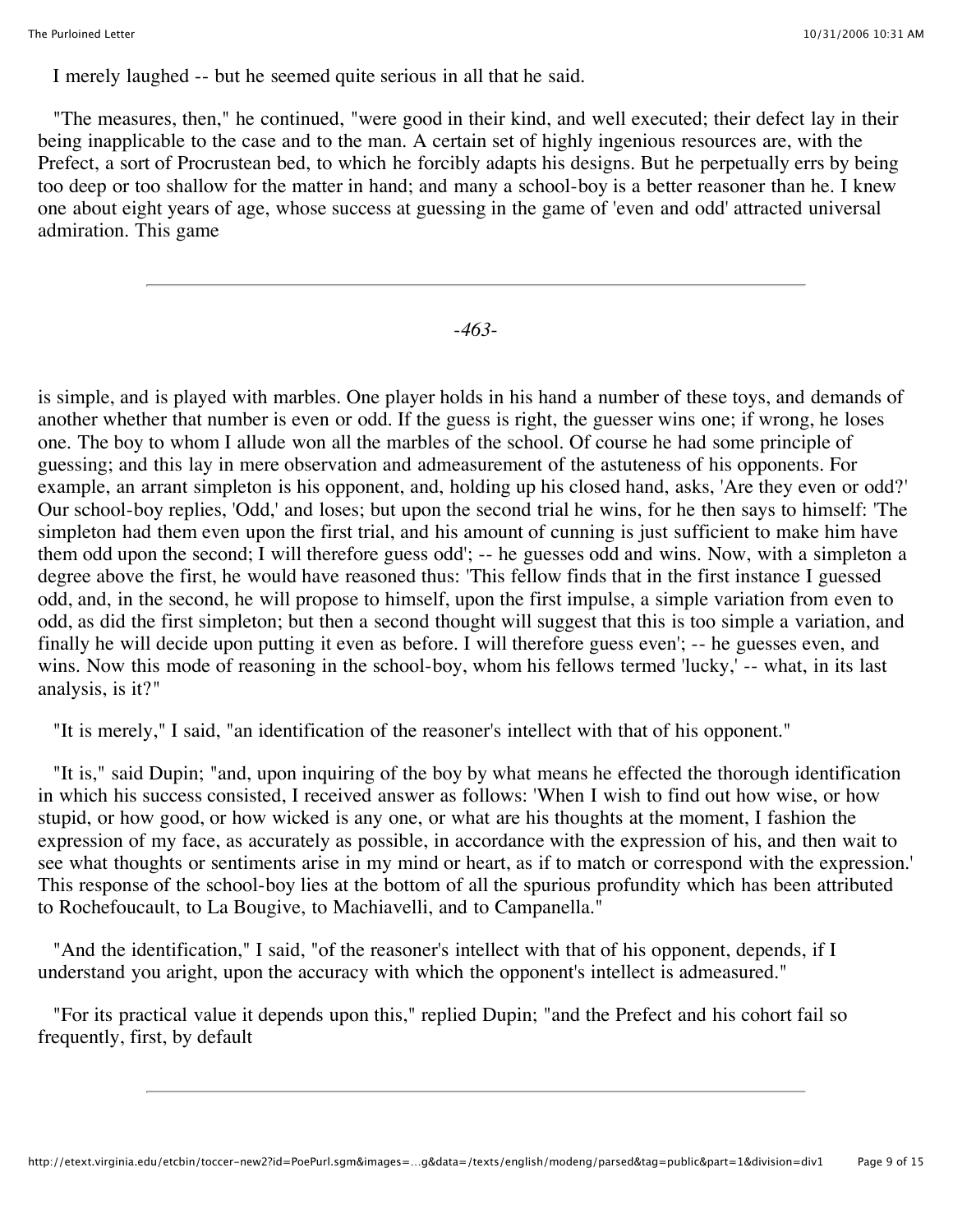I merely laughed -- but he seemed quite serious in all that he said.

"The measures, then," he continued, "were good in their kind, and well executed; their defect lay in their being inapplicable to the case and to the man. A certain set of highly ingenious resources are, with the Prefect, a sort of Procrustean bed, to which he forcibly adapts his designs. But he perpetually errs by being too deep or too shallow for the matter in hand; and many a school-boy is a better reasoner than he. I knew one about eight years of age, whose success at guessing in the game of 'even and odd' attracted universal admiration. This game

*-463-*

is simple, and is played with marbles. One player holds in his hand a number of these toys, and demands of another whether that number is even or odd. If the guess is right, the guesser wins one; if wrong, he loses one. The boy to whom I allude won all the marbles of the school. Of course he had some principle of guessing; and this lay in mere observation and admeasurement of the astuteness of his opponents. For example, an arrant simpleton is his opponent, and, holding up his closed hand, asks, 'Are they even or odd?' Our school-boy replies, 'Odd,' and loses; but upon the second trial he wins, for he then says to himself: 'The simpleton had them even upon the first trial, and his amount of cunning is just sufficient to make him have them odd upon the second; I will therefore guess odd'; -- he guesses odd and wins. Now, with a simpleton a degree above the first, he would have reasoned thus: 'This fellow finds that in the first instance I guessed odd, and, in the second, he will propose to himself, upon the first impulse, a simple variation from even to odd, as did the first simpleton; but then a second thought will suggest that this is too simple a variation, and finally he will decide upon putting it even as before. I will therefore guess even'; -- he guesses even, and wins. Now this mode of reasoning in the school-boy, whom his fellows termed 'lucky,' -- what, in its last analysis, is it?"

"It is merely," I said, "an identification of the reasoner's intellect with that of his opponent."

"It is," said Dupin; "and, upon inquiring of the boy by what means he effected the thorough identification in which his success consisted, I received answer as follows: 'When I wish to find out how wise, or how stupid, or how good, or how wicked is any one, or what are his thoughts at the moment, I fashion the expression of my face, as accurately as possible, in accordance with the expression of his, and then wait to see what thoughts or sentiments arise in my mind or heart, as if to match or correspond with the expression.' This response of the school-boy lies at the bottom of all the spurious profundity which has been attributed to Rochefoucault, to La Bougive, to Machiavelli, and to Campanella."

"And the identification," I said, "of the reasoner's intellect with that of his opponent, depends, if I understand you aright, upon the accuracy with which the opponent's intellect is admeasured."

"For its practical value it depends upon this," replied Dupin; "and the Prefect and his cohort fail so frequently, first, by default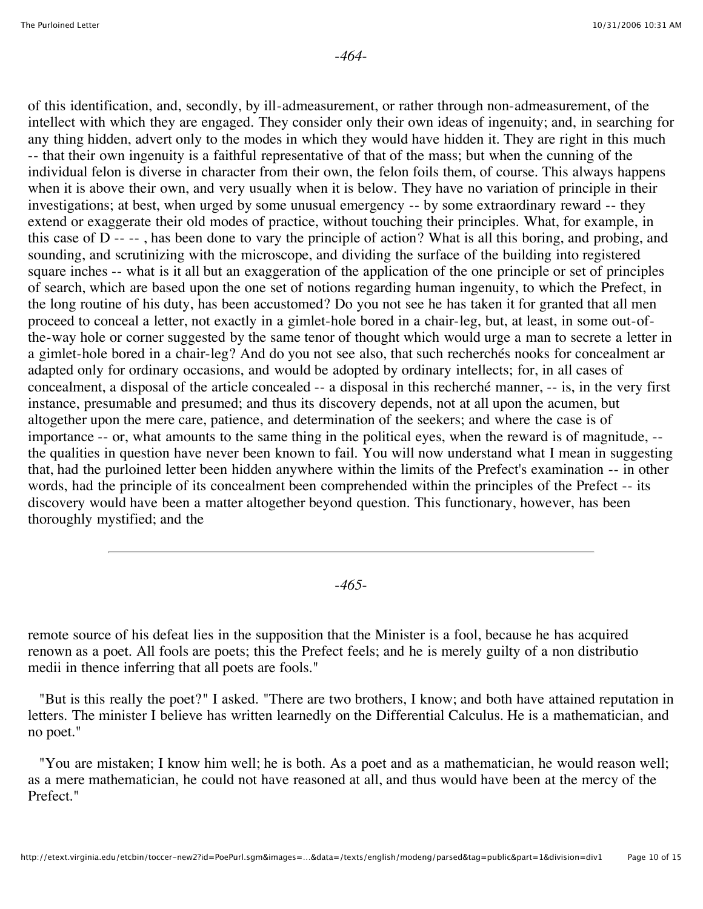of this identification, and, secondly, by ill-admeasurement, or rather through non-admeasurement, of the intellect with which they are engaged. They consider only their own ideas of ingenuity; and, in searching for any thing hidden, advert only to the modes in which they would have hidden it. They are right in this much -- that their own ingenuity is a faithful representative of that of the mass; but when the cunning of the individual felon is diverse in character from their own, the felon foils them, of course. This always happens when it is above their own, and very usually when it is below. They have no variation of principle in their investigations; at best, when urged by some unusual emergency -- by some extraordinary reward -- they extend or exaggerate their old modes of practice, without touching their principles. What, for example, in this case of D -- -- , has been done to vary the principle of action? What is all this boring, and probing, and sounding, and scrutinizing with the microscope, and dividing the surface of the building into registered square inches -- what is it all but an exaggeration of the application of the one principle or set of principles of search, which are based upon the one set of notions regarding human ingenuity, to which the Prefect, in the long routine of his duty, has been accustomed? Do you not see he has taken it for granted that all men proceed to conceal a letter, not exactly in a gimlet-hole bored in a chair-leg, but, at least, in some out-of-the-way hole or corner suggested by the same tenor of thought which would urge a man to secrete a letter in a gimlet-hole bored in a chair-leg? And do you not see also, that such recherchés nooks for concealment ar adapted only for ordinary occasions, and would be adopted by ordinary intellects; for, in all cases of concealment, a disposal of the article concealed -- a disposal in this recherché manner, -- is, in the very first instance, presumable and presumed; and thus its discovery depends, not at all upon the acumen, but altogether upon the mere care, patience, and determination of the seekers; and where the case is of importance -- or, what amounts to the same thing in the political eyes, when the reward is of magnitude, -- the qualities in question have never been known to fail. You will now understand what I mean in suggesting that, had the purloined letter been hidden anywhere within the limits of the Prefect's examination -- in other words, had the principle of its concealment been comprehended within the principles of the Prefect -- its discovery would have been a matter altogether beyond question. This functionary, however, has been thoroughly mystified; and the remote source of his defeat lies in the supposition that the Minister is a fool, because he has acquired renown as a poet. All fools are poets; this the Prefect feels; and he is merely guilty of a non distributio medii in thence inferring that all poets are fools."

"But is this really the poet?" I asked. "There are two brothers, I know; and both have attained reputation in letters. The minister I believe has written learnedly on the Differential Calculus. He is a mathematician, and no poet."

"You are mistaken; I know him well; he is both. As a poet and as a mathematician, he would reason well; as a mere mathematician, he could not have reasoned at all, and thus would have been at the mercy of the Prefect."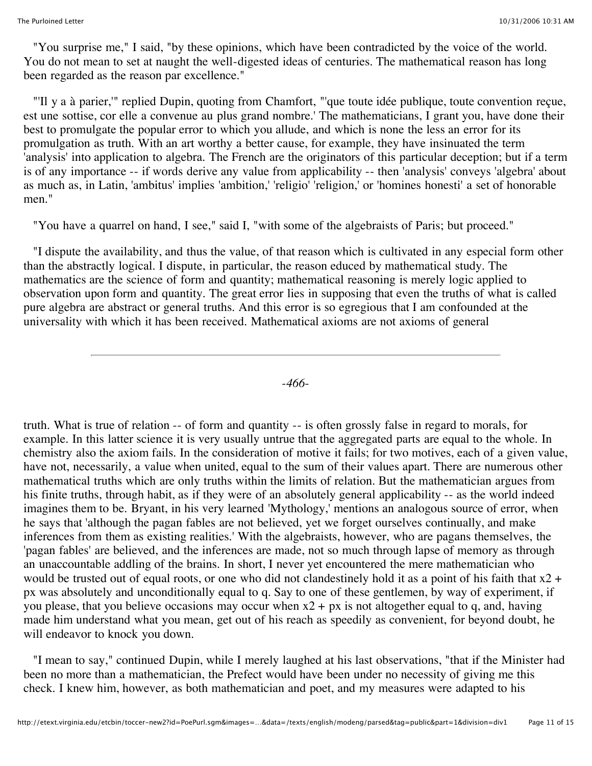"You surprise me," I said, "by these opinions, which have been contradicted by the voice of the world. You do not mean to set at naught the well-digested ideas of centuries. The mathematical reason has long been regarded as the reason par excellence."

"'Il y a à parier,'" replied Dupin, quoting from Chamfort, "'que toute idée publique, toute convention reçue, est une sottise, cor elle a convenue au plus grand nombre.' The mathematicians, I grant you, have done their best to promulgate the popular error to which you allude, and which is none the less an error for its promulgation as truth. With an art worthy a better cause, for example, they have insinuated the term 'analysis' into application to algebra. The French are the originators of this particular deception; but if a term is of any importance -- if words derive any value from applicability -- then 'analysis' conveys 'algebra' about as much as, in Latin, 'ambitus' implies 'ambition,' 'religio' 'religion,' or 'homines honesti' a set of honorable men."

"You have a quarrel on hand, I see," said I, "with some of the algebraists of Paris; but proceed."

"I dispute the availability, and thus the value, of that reason which is cultivated in any especial form other than the abstractly logical. I dispute, in particular, the reason educed by mathematical study. The mathematics are the science of form and quantity; mathematical reasoning is merely logic applied to observation upon form and quantity. The great error lies in supposing that even the truths of what is called pure algebra are abstract or general truths. And this error is so egregious that I am confounded at the universality with which it has been received. Mathematical axioms are not axioms of general truth. What is true of relation -- of form and quantity -- is often grossly false in regard to morals, for example. In this latter science it is very usually untrue that the aggregated parts are equal to the whole. In chemistry also the axiom fails. In the consideration of motive it fails; for two motives, each of a given value, have not, necessarily, a value when united, equal to the sum of their values apart. There are numerous other mathematical truths which are only truths within the limits of relation. But the mathematician argues from his finite truths, through habit, as if they were of an absolutely general applicability -- as the world indeed imagines them to be. Bryant, in his very learned 'Mythology,' mentions an analogous source of error, when he says that 'although the pagan fables are not believed, yet we forget ourselves continually, and make inferences from them as existing realities.' With the algebraists, however, who are pagans themselves, the 'pagan fables' are believed, and the inferences are made, not so much through lapse of memory as through an unaccountable addling of the brains. In short, I never yet encountered the mere mathematician who would be trusted out of equal roots, or one who did not clandestinely hold it as a point of his faith that $x2 + px$ was absolutely and unconditionally equal to $q$. Say to one of these gentlemen, by way of experiment, if you please, that you believe occasions may occur when $x2 + px$ is not altogether equal to $q$, and, having made him understand what you mean, get out of his reach as speedily as convenient, for beyond doubt, he will endeavor to knock you down.

"I mean to say," continued Dupin, while I merely laughed at his last observations, "that if the Minister had been no more than a mathematician, the Prefect would have been under no necessity of giving me this check. I knew him, however, as both mathematician and poet, and my measures were adapted to his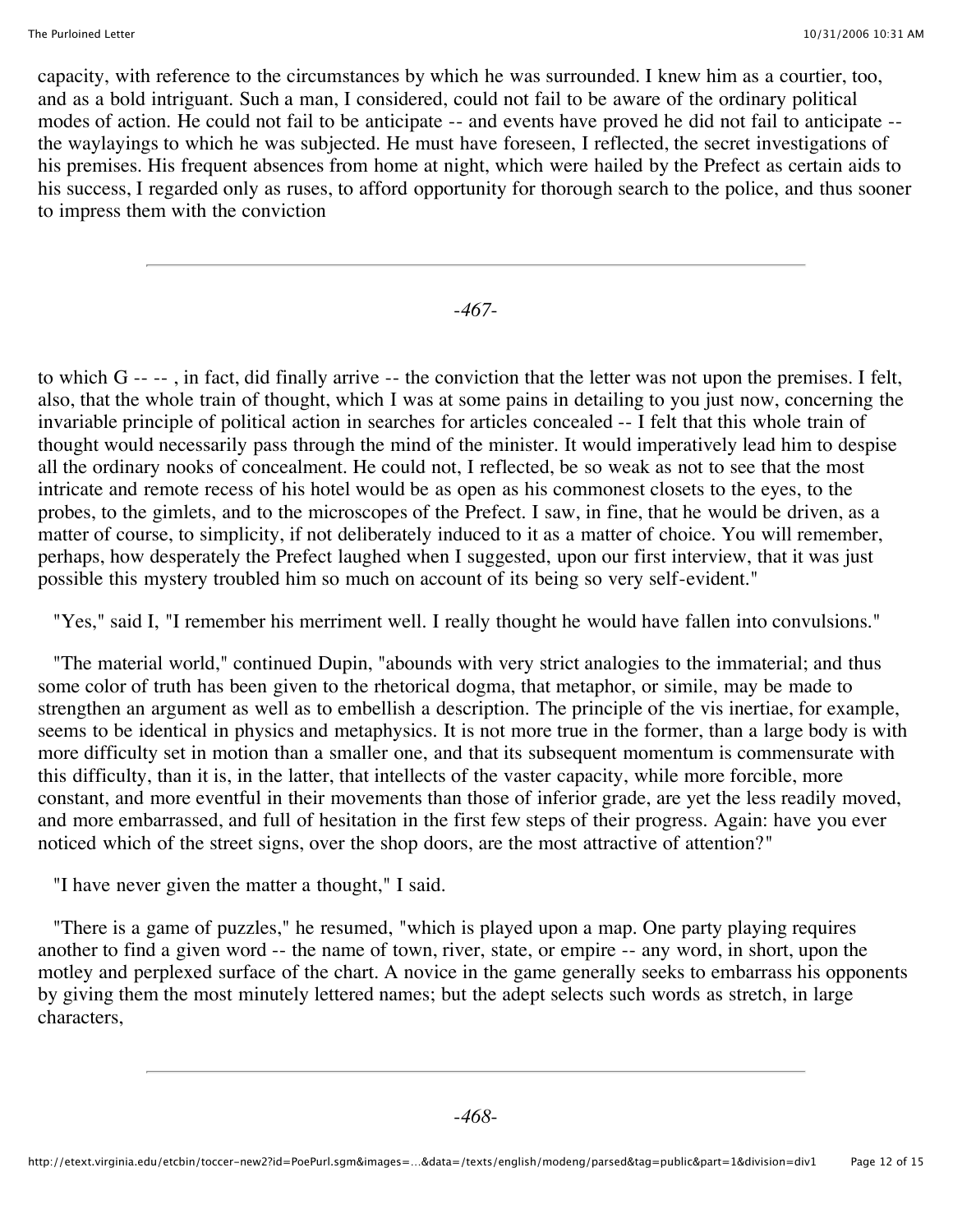capacity, with reference to the circumstances by which he was surrounded. I knew him as a courtier, too, and as a bold intriguant. Such a man, I considered, could not fail to be aware of the ordinary political modes of action. He could not fail to be anticipate -- and events have proved he did not fail to anticipate -- the waylayings to which he was subjected. He must have foreseen, I reflected, the secret investigations of his premises. His frequent absences from home at night, which were hailed by the Prefect as certain aids to his success, I regarded only as ruses, to afford opportunity for thorough search to the police, and thus sooner to impress them with the conviction

to which G -- -- , in fact, did finally arrive -- the conviction that the letter was not upon the premises. I felt, also, that the whole train of thought, which I was at some pains in detailing to you just now, concerning the invariable principle of political action in searches for articles concealed -- I felt that this whole train of thought would necessarily pass through the mind of the minister. It would imperatively lead him to despise all the ordinary nooks of concealment. He could not, I reflected, be so weak as not to see that the most intricate and remote recess of his hotel would be as open as his commonest closets to the eyes, to the probes, to the gimlets, and to the microscopes of the Prefect. I saw, in fine, that he would be driven, as a matter of course, to simplicity, if not deliberately induced to it as a matter of choice. You will remember, perhaps, how desperately the Prefect laughed when I suggested, upon our first interview, that it was just possible this mystery troubled him so much on account of its being so very self-evident."

"Yes," said I, "I remember his merriment well. I really thought he would have fallen into convulsions."

"The material world," continued Dupin, "abounds with very strict analogies to the immaterial; and thus some color of truth has been given to the rhetorical dogma, that metaphor, or simile, may be made to strengthen an argument as well as to embellish a description. The principle of the vis inertiae, for example, seems to be identical in physics and metaphysics. It is not more true in the former, than a large body is with more difficulty set in motion than a smaller one, and that its subsequent momentum is commensurate with this difficulty, than it is, in the latter, that intellects of the vaster capacity, while more forcible, more constant, and more eventful in their movements than those of inferior grade, are yet the less readily moved, and more embarrassed, and full of hesitation in the first few steps of their progress. Again: have you ever noticed which of the street signs, over the shop doors, are the most attractive of attention?"

"I have never given the matter a thought," I said.

"There is a game of puzzles," he resumed, "which is played upon a map. One party playing requires another to find a given word -- the name of town, river, state, or empire -- any word, in short, upon the motley and perplexed surface of the chart. A novice in the game generally seeks to embarrass his opponents by giving them the most minutely lettered names; but the adept selects such words as stretch, in large characters,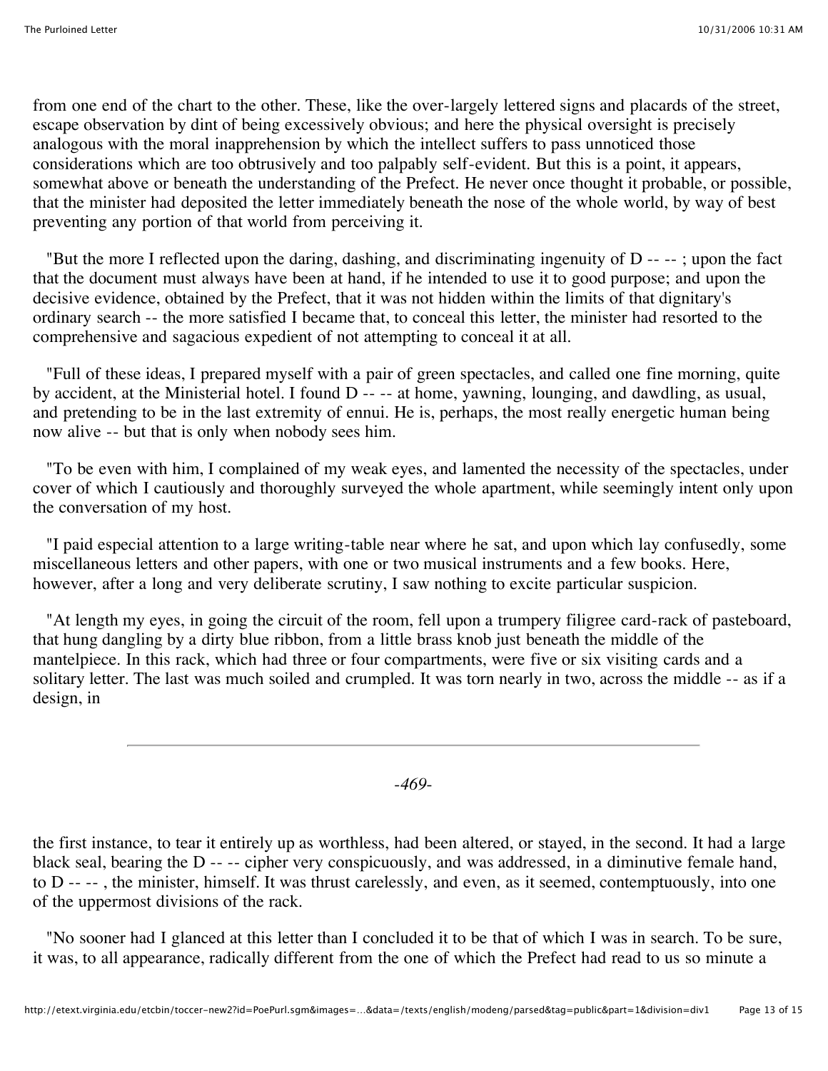from one end of the chart to the other. These, like the over-largely lettered signs and placards of the street, escape observation by dint of being excessively obvious; and here the physical oversight is precisely analogous with the moral inapprehension by which the intellect suffers to pass unnoticed those considerations which are too obtrusively and too palpably self-evident. But this is a point, it appears, somewhat above or beneath the understanding of the Prefect. He never once thought it probable, or possible, that the minister had deposited the letter immediately beneath the nose of the whole world, by way of best preventing any portion of that world from perceiving it.

"But the more I reflected upon the daring, dashing, and discriminating ingenuity of D -- -- ; upon the fact that the document must always have been at hand, if he intended to use it to good purpose; and upon the decisive evidence, obtained by the Prefect, that it was not hidden within the limits of that dignitary's ordinary search -- the more satisfied I became that, to conceal this letter, the minister had resorted to the comprehensive and sagacious expedient of not attempting to conceal it at all.

"Full of these ideas, I prepared myself with a pair of green spectacles, and called one fine morning, quite by accident, at the Ministerial hotel. I found D -- -- at home, yawning, lounging, and dawdling, as usual, and pretending to be in the last extremity of ennui. He is, perhaps, the most really energetic human being now alive -- but that is only when nobody sees him.

"To be even with him, I complained of my weak eyes, and lamented the necessity of the spectacles, under cover of which I cautiously and thoroughly surveyed the whole apartment, while seemingly intent only upon the conversation of my host.

"I paid especial attention to a large writing-table near where he sat, and upon which lay confusedly, some miscellaneous letters and other papers, with one or two musical instruments and a few books. Here, however, after a long and very deliberate scrutiny, I saw nothing to excite particular suspicion.

"At length my eyes, in going the circuit of the room, fell upon a trumpery filigree card-rack of pasteboard, that hung dangling by a dirty blue ribbon, from a little brass knob just beneath the middle of the mantelpiece. In this rack, which had three or four compartments, were five or six visiting cards and a solitary letter. The last was much soiled and crumpled. It was torn nearly in two, across the middle -- as if a design, in the first instance, to tear it entirely up as worthless, had been altered, or stayed, in the second. It had a large black seal, bearing the D -- -- cipher very conspicuously, and was addressed, in a diminutive female hand, to D -- -- , the minister, himself. It was thrust carelessly, and even, as it seemed, contemptuously, into one of the uppermost divisions of the rack.

"No sooner had I glanced at this letter than I concluded it to be that of which I was in search. To be sure, it was, to all appearance, radically different from the one of which the Prefect had read to us so minute a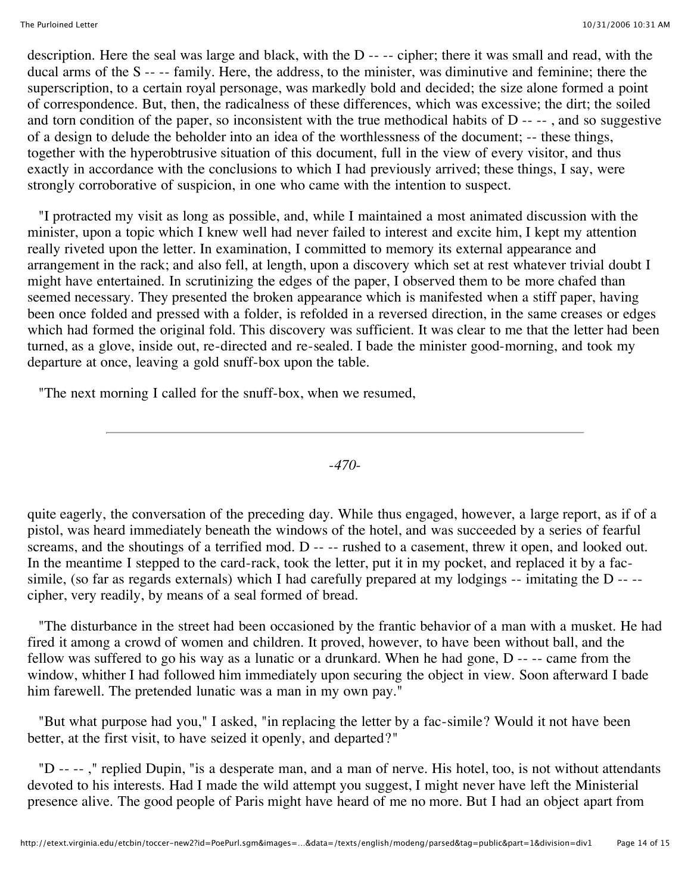description. Here the seal was large and black, with the D -- -- cipher; there it was small and read, with the ducal arms of the S -- -- family. Here, the address, to the minister, was diminutive and feminine; there the superscription, to a certain royal personage, was markedly bold and decided; the size alone formed a point of correspondence. But, then, the radicalness of these differences, which was excessive; the dirt; the soiled and torn condition of the paper, so inconsistent with the true methodical habits of D -- -- , and so suggestive of a design to delude the beholder into an idea of the worthlessness of the document; -- these things, together with the hyperobtrusive situation of this document, full in the view of every visitor, and thus exactly in accordance with the conclusions to which I had previously arrived; these things, I say, were strongly corroborative of suspicion, in one who came with the intention to suspect.

"I protracted my visit as long as possible, and, while I maintained a most animated discussion with the minister, upon a topic which I knew well had never failed to interest and excite him, I kept my attention really riveted upon the letter. In examination, I committed to memory its external appearance and arrangement in the rack; and also fell, at length, upon a discovery which set at rest whatever trivial doubt I might have entertained. In scrutinizing the edges of the paper, I observed them to be more chafed than seemed necessary. They presented the broken appearance which is manifested when a stiff paper, having been once folded and pressed with a folder, is refolded in a reversed direction, in the same creases or edges which had formed the original fold. This discovery was sufficient. It was clear to me that the letter had been turned, as a glove, inside out, re-directed and re-sealed. I bade the minister good-morning, and took my departure at once, leaving a gold snuff-box upon the table.

"The next morning I called for the snuff-box, when we resumed, quite eagerly, the conversation of the preceding day. While thus engaged, however, a large report, as if of a pistol, was heard immediately beneath the windows of the hotel, and was succeeded by a series of fearful screams, and the shoutings of a terrified mod. D -- -- rushed to a casement, threw it open, and looked out. In the meantime I stepped to the card-rack, took the letter, put it in my pocket, and replaced it by a fac-simile, (so far as regards externals) which I had carefully prepared at my lodgings -- imitating the D -- -- cipher, very readily, by means of a seal formed of bread.

"The disturbance in the street had been occasioned by the frantic behavior of a man with a musket. He had fired it among a crowd of women and children. It proved, however, to have been without ball, and the fellow was suffered to go his way as a lunatic or a drunkard. When he had gone, D -- -- came from the window, whither I had followed him immediately upon securing the object in view. Soon afterward I bade him farewell. The pretended lunatic was a man in my own pay."

"But what purpose had you," I asked, "in replacing the letter by a fac-simile? Would it not have been better, at the first visit, to have seized it openly, and departed?"

"D -- -- ," replied Dupin, "is a desperate man, and a man of nerve. His hotel, too, is not without attendants devoted to his interests. Had I made the wild attempt you suggest, I might never have left the Ministerial presence alive. The good people of Paris might have heard of me no more. But I had an object apart from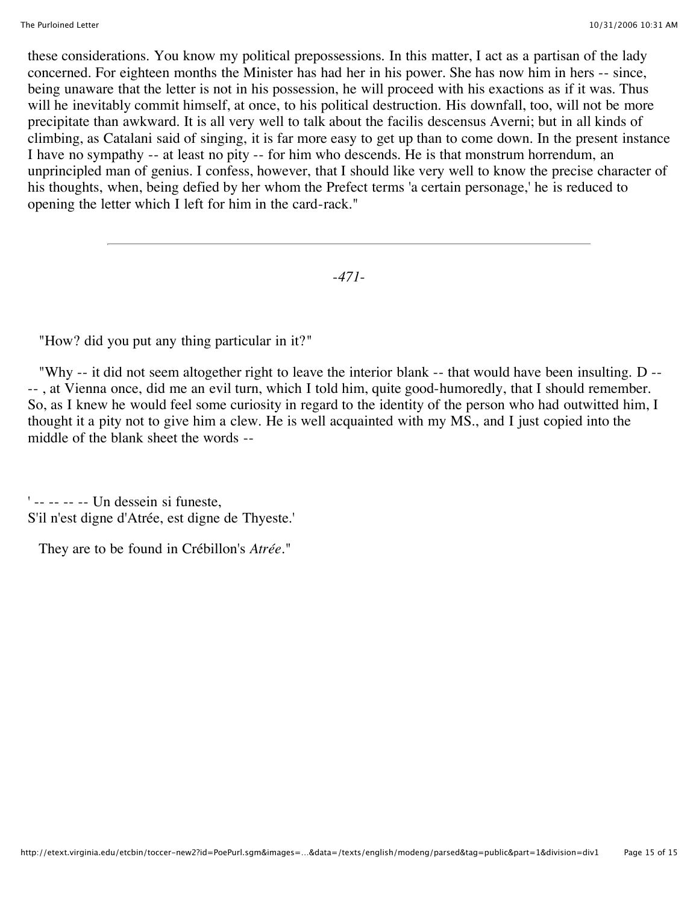these considerations. You know my political prepossessions. In this matter, I act as a partisan of the lady concerned. For eighteen months the Minister has had her in his power. She has now him in hers -- since, being unaware that the letter is not in his possession, he will proceed with his exactions as if it was. Thus will he inevitably commit himself, at once, to his political destruction. His downfall, too, will not be more precipitate than awkward. It is all very well to talk about the facilis descensus Averni; but in all kinds of climbing, as Catalani said of singing, it is far more easy to get up than to come down. In the present instance I have no sympathy -- at least no pity -- for him who descends. He is that monstrum horrendum, an unprincipled man of genius. I confess, however, that I should like very well to know the precise character of his thoughts, when, being defied by her whom the Prefect terms 'a certain personage,' he is reduced to opening the letter which I left for him in the card-rack."

---

*-471-*

"How? did you put any thing particular in it?"

"Why -- it did not seem altogether right to leave the interior blank -- that would have been insulting. D -- -- , at Vienna once, did me an evil turn, which I told him, quite good-humoredly, that I should remember. So, as I knew he would feel some curiosity in regard to the identity of the person who had outwitted him, I thought it a pity not to give him a clew. He is well acquainted with my MS., and I just copied into the middle of the blank sheet the words --

' -- -- -- -- Un dessein si funeste,  
S'il n'est digne d'Atrée, est digne de Thyeste.'

They are to be found in Crébillon's *Atrée*."